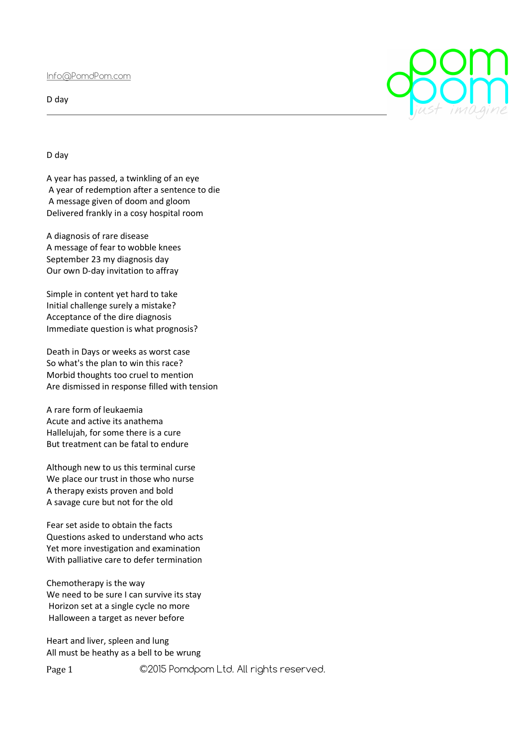# D day

A year has passed, a twinkling of an eye
A year of redemption after a sentence to die
A message given of doom and gloom
Delivered frankly in a cosy hospital room

A diagnosis of rare disease
A message of fear to wobble knees
September 23 my diagnosis day
Our own D-day invitation to affray

Simple in content yet hard to take
Initial challenge surely a mistake?
Acceptance of the dire diagnosis
Immediate question is what prognosis?

Death in Days or weeks as worst case
So what's the plan to win this race?
Morbid thoughts too cruel to mention
Are dismissed in response filled with tension

A rare form of leukaemia
Acute and active its anathema
Hallelujah, for some there is a cure
But treatment can be fatal to endure

Although new to us this terminal curse
We place our trust in those who nurse
A therapy exists proven and bold
A savage cure but not for the old

Fear set aside to obtain the facts
Questions asked to understand who acts
Yet more investigation and examination
With palliative care to defer termination

Chemotherapy is the way
We need to be sure I can survive its stay
Horizon set at a single cycle no more
Halloween a target as never before

Heart and liver, spleen and lung
All must be heathy as a bell to be wrung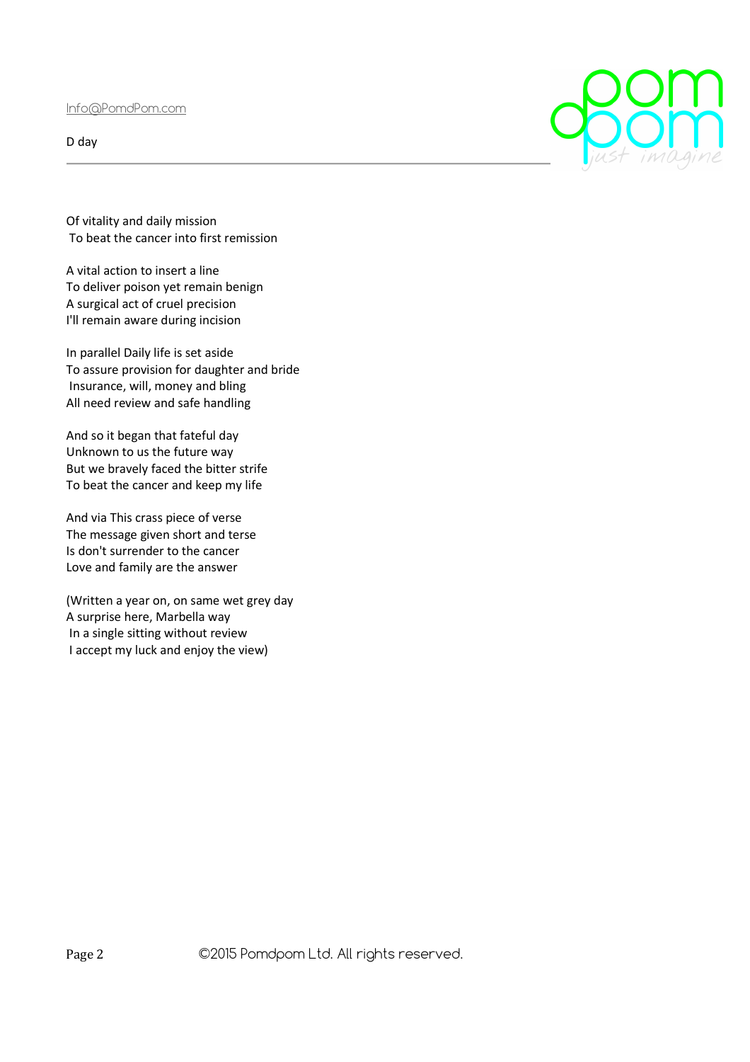Of vitality and daily mission  
To beat the cancer into first remission

A vital action to insert a line  
To deliver poison yet remain benign  
A surgical act of cruel precision  
I'll remain aware during incision

In parallel Daily life is set aside  
To assure provision for daughter and bride  
Insurance, will, money and bling  
All need review and safe handling

And so it began that fateful day  
Unknown to us the future way  
But we bravely faced the bitter strife  
To beat the cancer and keep my life

And via This crass piece of verse  
The message given short and terse  
Is don't surrender to the cancer  
Love and family are the answer

(Written a year on, on same wet grey day  
A surprise here, Marbella way  
In a single sitting without review  
I accept my luck and enjoy the view)